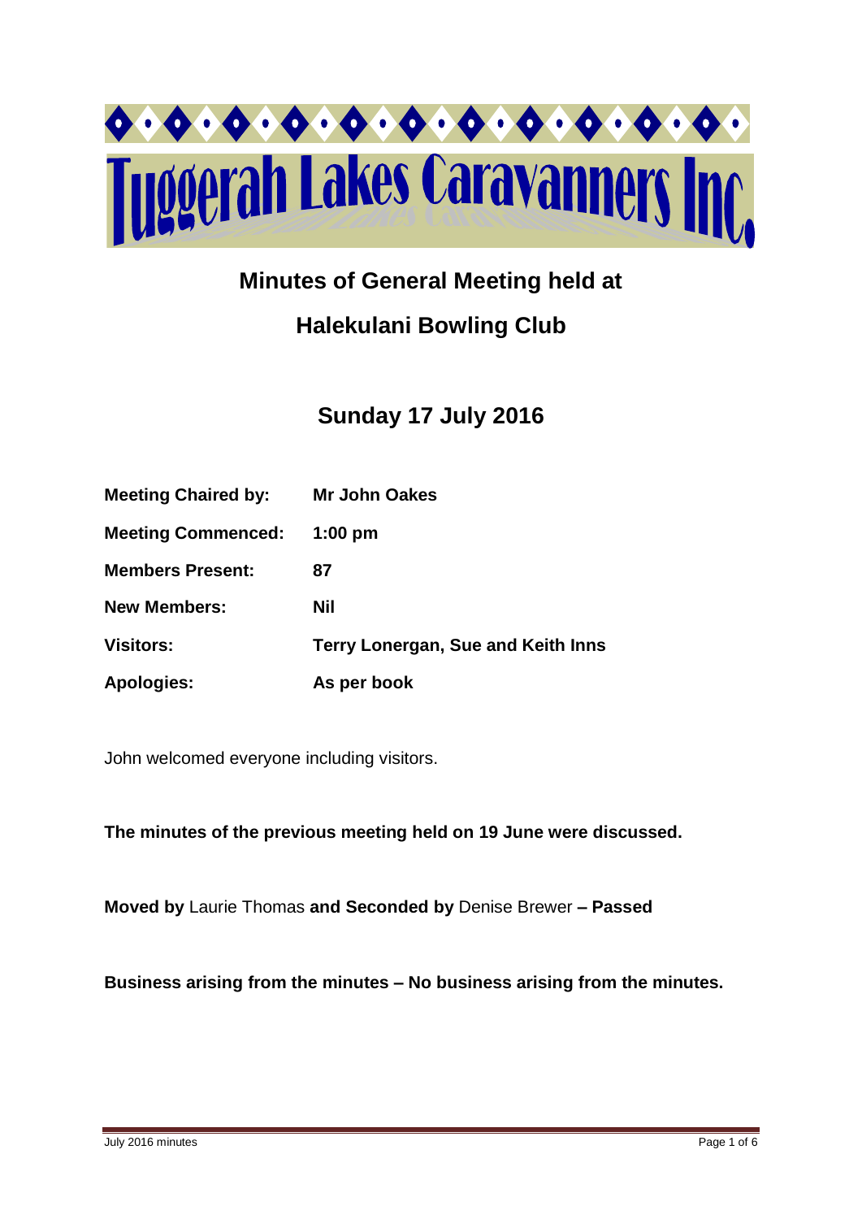# Tuggerah Lakes Caravanners Inc

## Minutes of General Meeting held at

## Halekulani Bowling Club

## Sunday 17 July 2016

| | |
|---|---|
| **Meeting Chaired by:** | **Mr John Oakes** |
| **Meeting Commenced:** | **1:00 pm** |
| **Members Present:** | **87** |
| **New Members:** | **Nil** |
| **Visitors:** | **Terry Lonergan, Sue and Keith Inns** |
| **Apologies:** | **As per book** |

John welcomed everyone including visitors.

**The minutes of the previous meeting held on 19 June were discussed.**

**Moved by** Laurie Thomas **and Seconded by** Denise Brewer **– Passed**

**Business arising from the minutes – No business arising from the minutes.**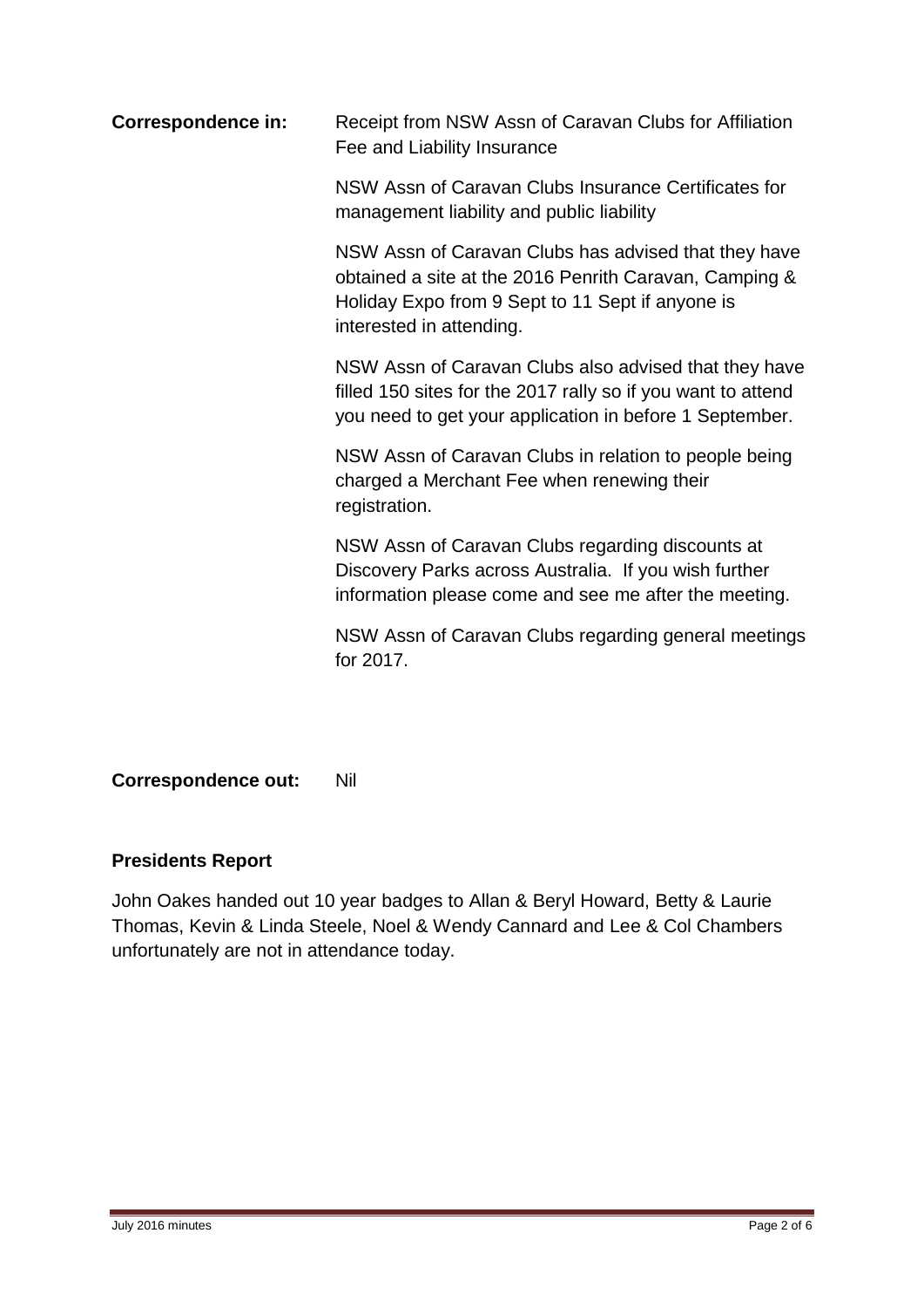**Correspondence in:** Receipt from NSW Assn of Caravan Clubs for Affiliation Fee and Liability Insurance

NSW Assn of Caravan Clubs Insurance Certificates for management liability and public liability

NSW Assn of Caravan Clubs has advised that they have obtained a site at the 2016 Penrith Caravan, Camping & Holiday Expo from 9 Sept to 11 Sept if anyone is interested in attending.

NSW Assn of Caravan Clubs also advised that they have filled 150 sites for the 2017 rally so if you want to attend you need to get your application in before 1 September.

NSW Assn of Caravan Clubs in relation to people being charged a Merchant Fee when renewing their registration.

NSW Assn of Caravan Clubs regarding discounts at Discovery Parks across Australia. If you wish further information please come and see me after the meeting.

NSW Assn of Caravan Clubs regarding general meetings for 2017.

**Correspondence out:** Nil

### Presidents Report

John Oakes handed out 10 year badges to Allan & Beryl Howard, Betty & Laurie Thomas, Kevin & Linda Steele, Noel & Wendy Cannard and Lee & Col Chambers unfortunately are not in attendance today.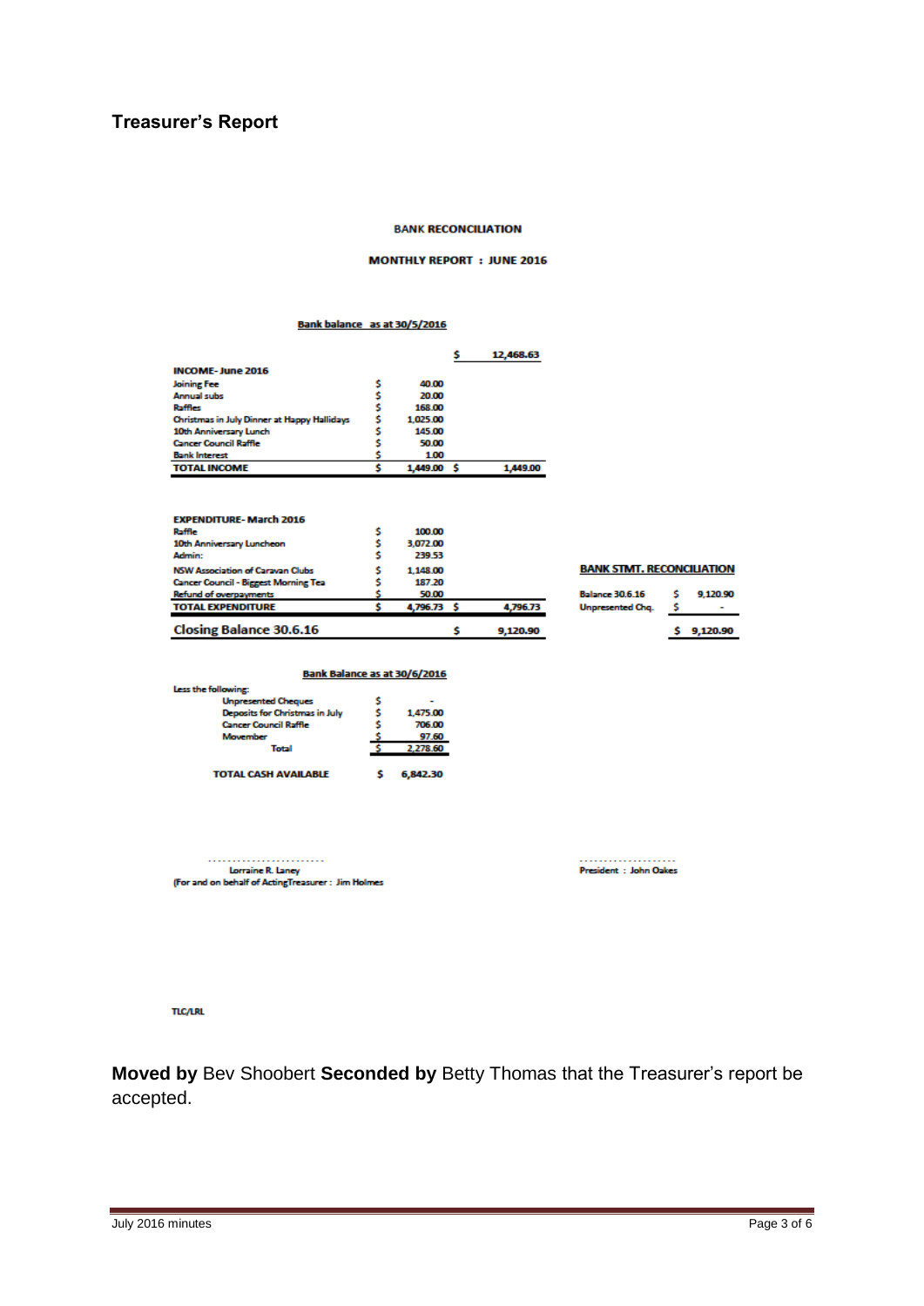## Treasurer's Report

**BANK RECONCILIATION**

**MONTHLY REPORT : JUNE 2016**

**Bank balance as at 30/5/2016**

| | | |
|---|---|---|
| | | $ 12,468.63 |
| **INCOME - June 2016** | | |
| Joining Fee | $ 40.00 | |
| Annual subs | $ 20.00 | |
| Raffles | $ 168.00 | |
| Christmas in July Dinner at Happy Hallidays | $ 1,025.00 | |
| 10th Anniversary Lunch | $ 145.00 | |
| Cancer Council Raffle | $ 50.00 | |
| Bank Interest | $ 1.00 | |
| **TOTAL INCOME** | $ 1,449.00 | $ 1,449.00 |
| | | |
| **EXPENDITURE - March 2016** | | |
| Raffle | $ 100.00 | |
| 10th Anniversary Luncheon | $ 3,072.00 | |
| Admin: | $ 239.53 | |
| NSW Association of Caravan Clubs | $ 1,148.00 | |
| Cancer Council - Biggest Morning Tea | $ 187.20 | |
| Refund of overpayments | $ 50.00 | |
| **TOTAL EXPENDITURE** | $ 4,796.73 | $ 4,796.73 |
| **Closing Balance 30.6.16** | | $ 9,120.90 |

**BANK STMT. RECONCILIATION**

| | |
|---|---|
| Balance 30.6.16 | $ 9,120.90 |
| Unpresented Chq. | $ - |
| | $ 9,120.90 |

**Bank Balance as at 30/6/2016**

| | |
|---|---|
| Less the following: | |
| Unpresented Cheques | $ - |
| Deposits for Christmas in July | $ 1,475.00 |
| Cancer Council Raffle | $ 706.00 |
| Movember | $ 97.60 |
| Total | $ 2,278.60 |
| **TOTAL CASH AVAILABLE** | $ 6,842.30 |

..........................
Lorraine R. Laney
(For and on behalf of ActingTreasurer : Jim Holmes

......................
President : John Oakes

TLC/LRL

**Moved by** Bev Shoobert **Seconded by** Betty Thomas that the Treasurer's report be accepted.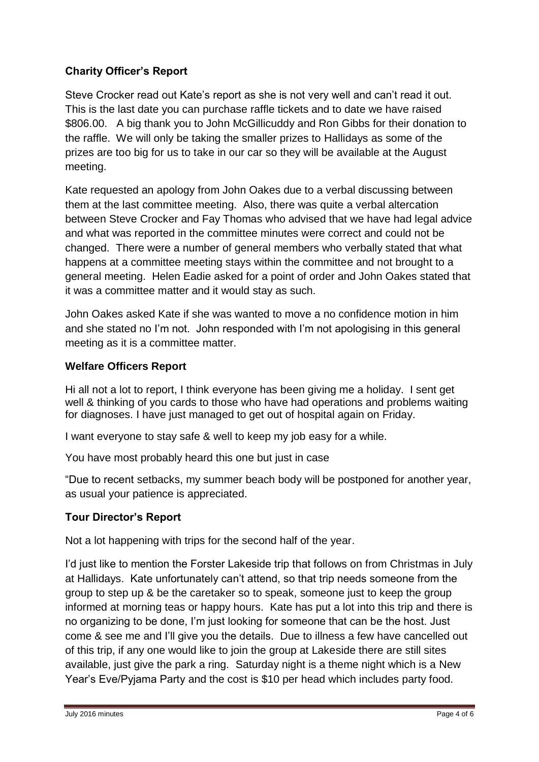### Charity Officer's Report

Steve Crocker read out Kate's report as she is not very well and can't read it out. This is the last date you can purchase raffle tickets and to date we have raised $806.00. A big thank you to John McGillicuddy and Ron Gibbs for their donation to the raffle. We will only be taking the smaller prizes to Hallidays as some of the prizes are too big for us to take in our car so they will be available at the August meeting.

Kate requested an apology from John Oakes due to a verbal discussing between them at the last committee meeting. Also, there was quite a verbal altercation between Steve Crocker and Fay Thomas who advised that we have had legal advice and what was reported in the committee minutes were correct and could not be changed. There were a number of general members who verbally stated that what happens at a committee meeting stays within the committee and not brought to a general meeting. Helen Eadie asked for a point of order and John Oakes stated that it was a committee matter and it would stay as such.

John Oakes asked Kate if she was wanted to move a no confidence motion in him and she stated no I'm not. John responded with I'm not apologising in this general meeting as it is a committee matter.

### Welfare Officers Report

Hi all not a lot to report, I think everyone has been giving me a holiday. I sent get well & thinking of you cards to those who have had operations and problems waiting for diagnoses. I have just managed to get out of hospital again on Friday.

I want everyone to stay safe & well to keep my job easy for a while.

You have most probably heard this one but just in case

"Due to recent setbacks, my summer beach body will be postponed for another year, as usual your patience is appreciated.

### Tour Director's Report

Not a lot happening with trips for the second half of the year.

I'd just like to mention the Forster Lakeside trip that follows on from Christmas in July at Hallidays. Kate unfortunately can't attend, so that trip needs someone from the group to step up & be the caretaker so to speak, someone just to keep the group informed at morning teas or happy hours. Kate has put a lot into this trip and there is no organizing to be done, I'm just looking for someone that can be the host. Just come & see me and I'll give you the details. Due to illness a few have cancelled out of this trip, if any one would like to join the group at Lakeside there are still sites available, just give the park a ring. Saturday night is a theme night which is a New Year's Eve/Pyjama Party and the cost is $10 per head which includes party food.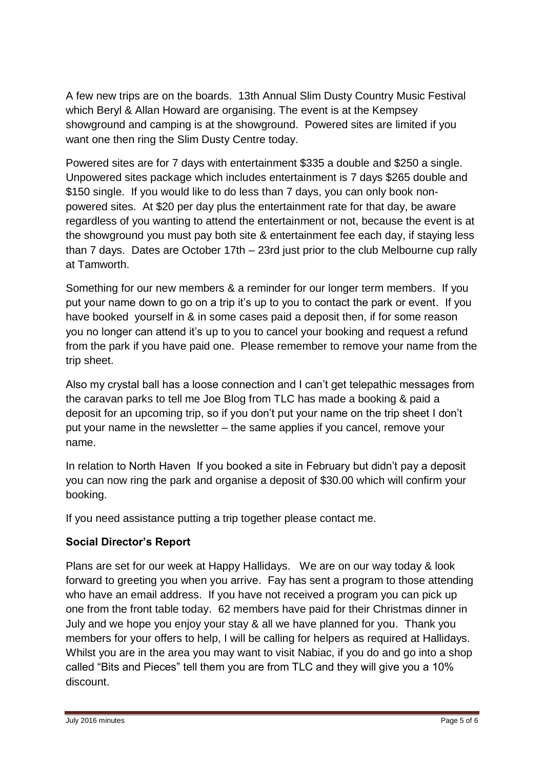A few new trips are on the boards. 13th Annual Slim Dusty Country Music Festival which Beryl & Allan Howard are organising. The event is at the Kempsey showground and camping is at the showground. Powered sites are limited if you want one then ring the Slim Dusty Centre today.

Powered sites are for 7 days with entertainment $335 a double and $250 a single. Unpowered sites package which includes entertainment is 7 days $265 double and $150 single. If you would like to do less than 7 days, you can only book non-powered sites. At $20 per day plus the entertainment rate for that day, be aware regardless of you wanting to attend the entertainment or not, because the event is at the showground you must pay both site & entertainment fee each day, if staying less than 7 days. Dates are October 17th – 23rd just prior to the club Melbourne cup rally at Tamworth.

Something for our new members & a reminder for our longer term members. If you put your name down to go on a trip it's up to you to contact the park or event. If you have booked yourself in & in some cases paid a deposit then, if for some reason you no longer can attend it's up to you to cancel your booking and request a refund from the park if you have paid one. Please remember to remove your name from the trip sheet.

Also my crystal ball has a loose connection and I can't get telepathic messages from the caravan parks to tell me Joe Blog from TLC has made a booking & paid a deposit for an upcoming trip, so if you don't put your name on the trip sheet I don't put your name in the newsletter – the same applies if you cancel, remove your name.

In relation to North Haven If you booked a site in February but didn't pay a deposit you can now ring the park and organise a deposit of $30.00 which will confirm your booking.

If you need assistance putting a trip together please contact me.

**Social Director's Report**

Plans are set for our week at Happy Hallidays. We are on our way today & look forward to greeting you when you arrive. Fay has sent a program to those attending who have an email address. If you have not received a program you can pick up one from the front table today. 62 members have paid for their Christmas dinner in July and we hope you enjoy your stay & all we have planned for you. Thank you members for your offers to help, I will be calling for helpers as required at Hallidays. Whilst you are in the area you may want to visit Nabiac, if you do and go into a shop called "Bits and Pieces" tell them you are from TLC and they will give you a 10% discount.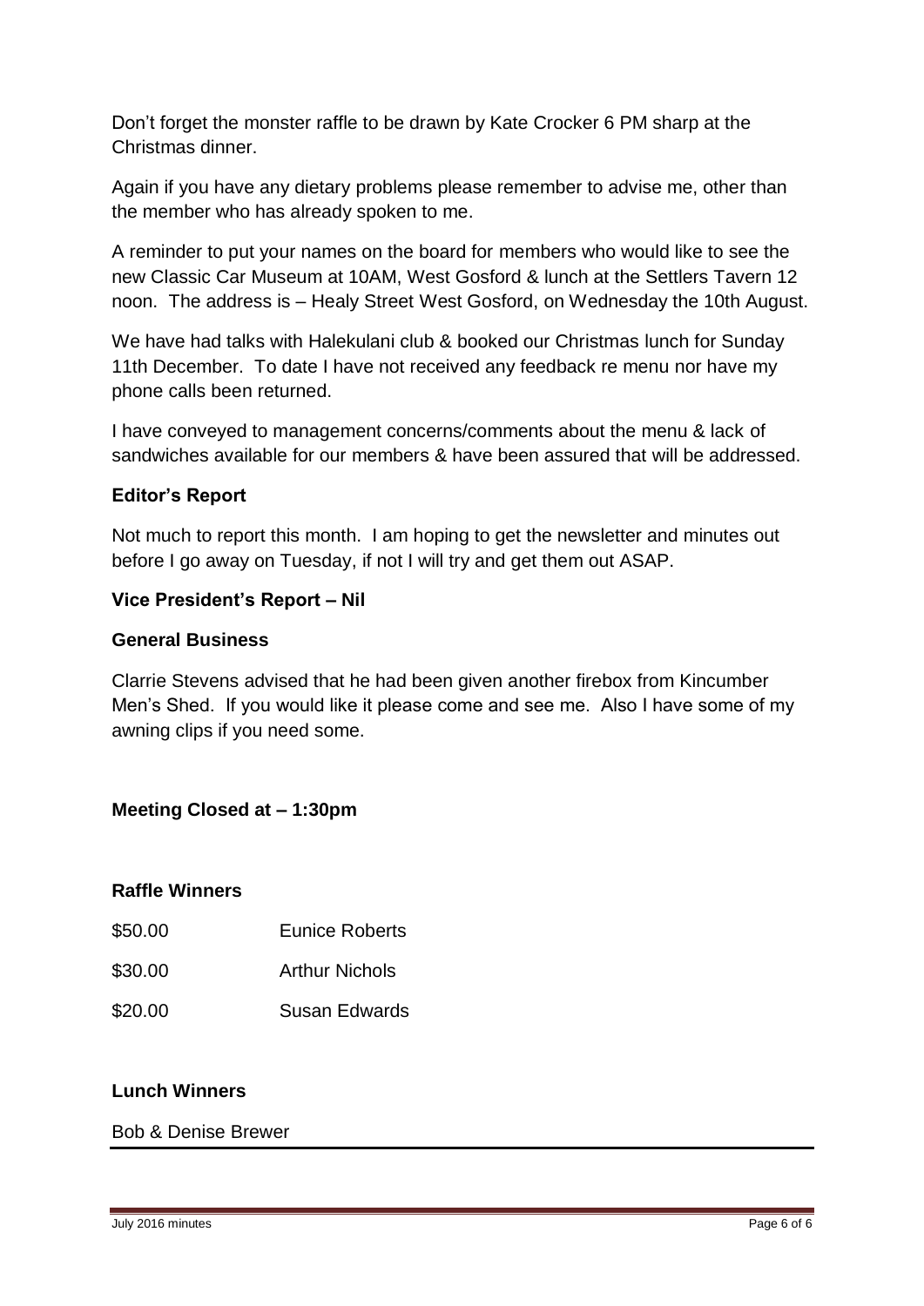Don't forget the monster raffle to be drawn by Kate Crocker 6 PM sharp at the Christmas dinner.

Again if you have any dietary problems please remember to advise me, other than the member who has already spoken to me.

A reminder to put your names on the board for members who would like to see the new Classic Car Museum at 10AM, West Gosford & lunch at the Settlers Tavern 12 noon. The address is – Healy Street West Gosford, on Wednesday the 10th August.

We have had talks with Halekulani club & booked our Christmas lunch for Sunday 11th December. To date I have not received any feedback re menu nor have my phone calls been returned.

I have conveyed to management concerns/comments about the menu & lack of sandwiches available for our members & have been assured that will be addressed.

**Editor's Report**

Not much to report this month. I am hoping to get the newsletter and minutes out before I go away on Tuesday, if not I will try and get them out ASAP.

**Vice President's Report – Nil**

**General Business**

Clarrie Stevens advised that he had been given another firebox from Kincumber Men's Shed. If you would like it please come and see me. Also I have some of my awning clips if you need some.

**Meeting Closed at – 1:30pm**

**Raffle Winners**

| | |
|---|---|
| \$50.00 | Eunice Roberts |
| \$30.00 | Arthur Nichols |
| \$20.00 | Susan Edwards |

**Lunch Winners**

Bob & Denise Brewer